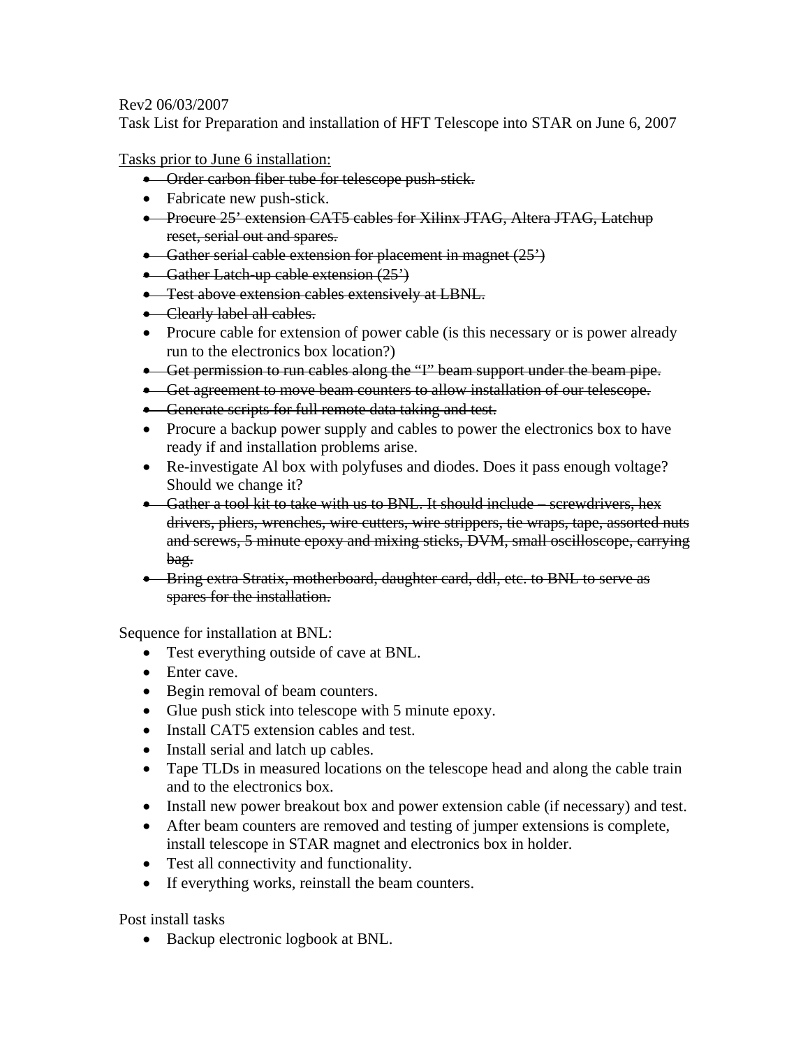Rev2 06/03/2007

Task List for Preparation and installation of HFT Telescope into STAR on June 6, 2007

<u>Tasks prior to June 6 installation:</u>

- ~~Order carbon fiber tube for telescope push-stick.~~
- Fabricate new push-stick.
- ~~Procure 25' extension CAT5 cables for Xilinx JTAG, Altera JTAG, Latchup reset, serial out and spares.~~
- ~~Gather serial cable extension for placement in magnet (25')~~
- ~~Gather Latch-up cable extension (25')~~
- ~~Test above extension cables extensively at LBNL.~~
- ~~Clearly label all cables.~~
- Procure cable for extension of power cable (is this necessary or is power already run to the electronics box location?)
- ~~Get permission to run cables along the "I" beam support under the beam pipe.~~
- ~~Get agreement to move beam counters to allow installation of our telescope.~~
- ~~Generate scripts for full remote data taking and test.~~
- Procure a backup power supply and cables to power the electronics box to have ready if and installation problems arise.
- Re-investigate Al box with polyfuses and diodes. Does it pass enough voltage? Should we change it?
- ~~Gather a tool kit to take with us to BNL. It should include – screwdrivers, hex drivers, pliers, wrenches, wire cutters, wire strippers, tie wraps, tape, assorted nuts and screws, 5 minute epoxy and mixing sticks, DVM, small oscilloscope, carrying bag.~~
- ~~Bring extra Stratix, motherboard, daughter card, ddl, etc. to BNL to serve as spares for the installation.~~

Sequence for installation at BNL:

- Test everything outside of cave at BNL.
- Enter cave.
- Begin removal of beam counters.
- Glue push stick into telescope with 5 minute epoxy.
- Install CAT5 extension cables and test.
- Install serial and latch up cables.
- Tape TLDs in measured locations on the telescope head and along the cable train and to the electronics box.
- Install new power breakout box and power extension cable (if necessary) and test.
- After beam counters are removed and testing of jumper extensions is complete, install telescope in STAR magnet and electronics box in holder.
- Test all connectivity and functionality.
- If everything works, reinstall the beam counters.

Post install tasks

- Backup electronic logbook at BNL.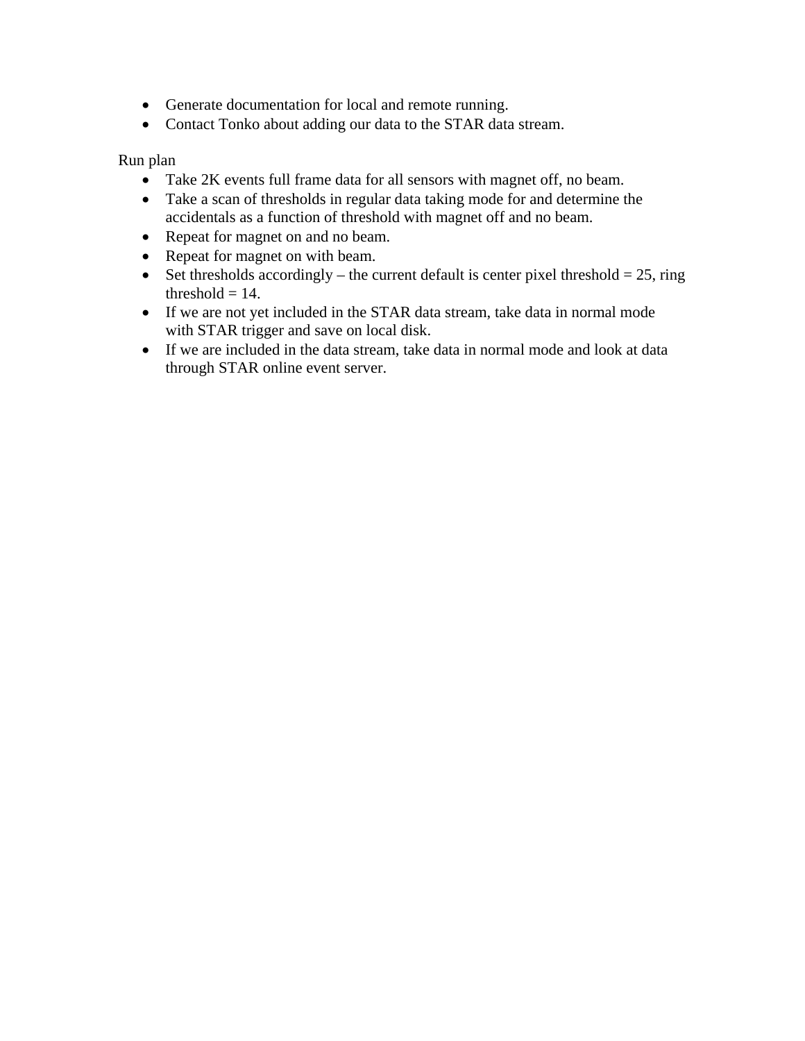- Generate documentation for local and remote running.
- Contact Tonko about adding our data to the STAR data stream.

Run plan

- Take 2K events full frame data for all sensors with magnet off, no beam.
- Take a scan of thresholds in regular data taking mode for and determine the accidentals as a function of threshold with magnet off and no beam.
- Repeat for magnet on and no beam.
- Repeat for magnet on with beam.
- Set thresholds accordingly – the current default is center pixel threshold = 25, ring threshold = 14.
- If we are not yet included in the STAR data stream, take data in normal mode with STAR trigger and save on local disk.
- If we are included in the data stream, take data in normal mode and look at data through STAR online event server.